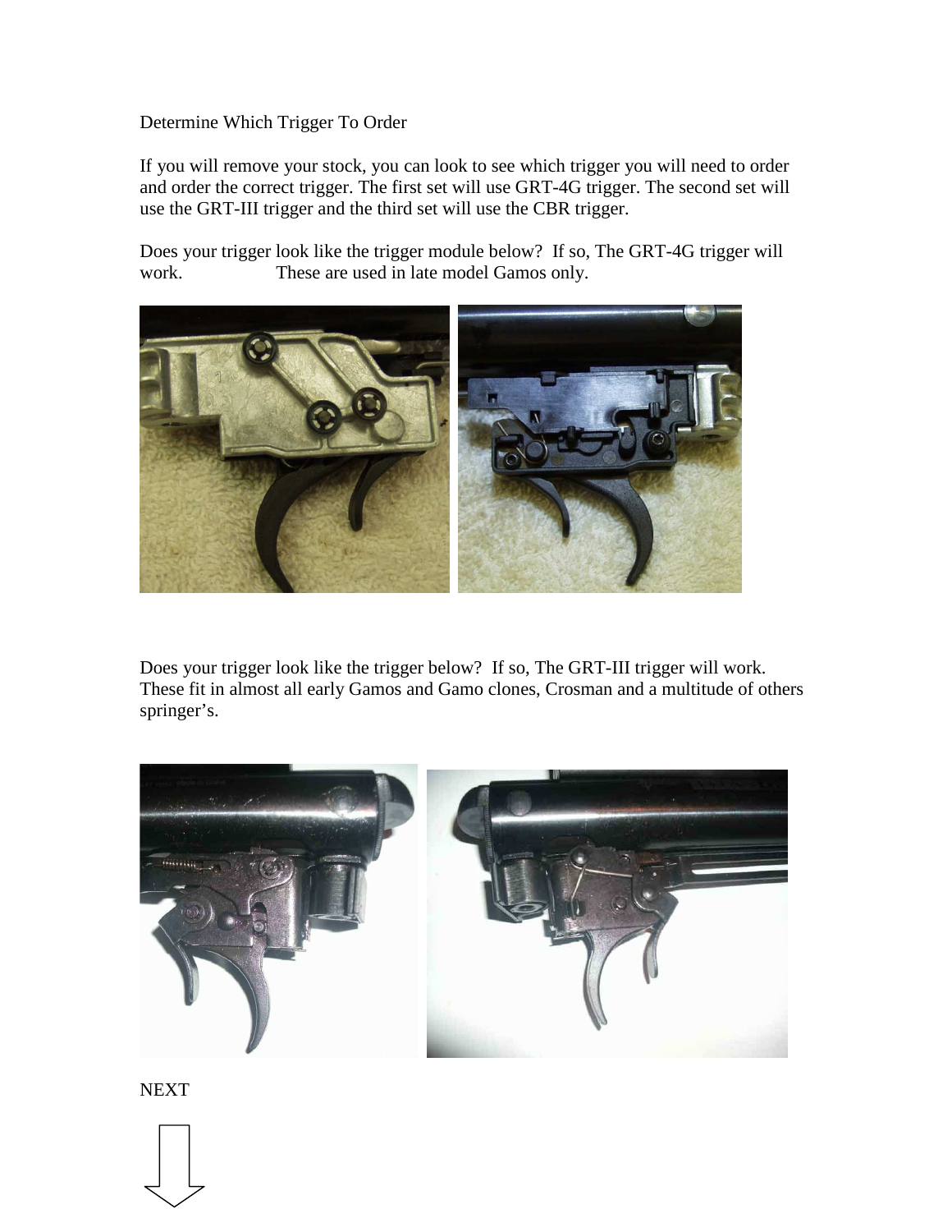Determine Which Trigger To Order

If you will remove your stock, you can look to see which trigger you will need to order and order the correct trigger. The first set will use GRT-4G trigger. The second set will use the GRT-III trigger and the third set will use the CBR trigger.

Does your trigger look like the trigger module below? If so, The GRT-4G trigger will work. These are used in late model Gamos only.

Does your trigger look like the trigger below? If so, The GRT-III trigger will work. These fit in almost all early Gamos and Gamo clones, Crosman and a multitude of others springer's.

NEXT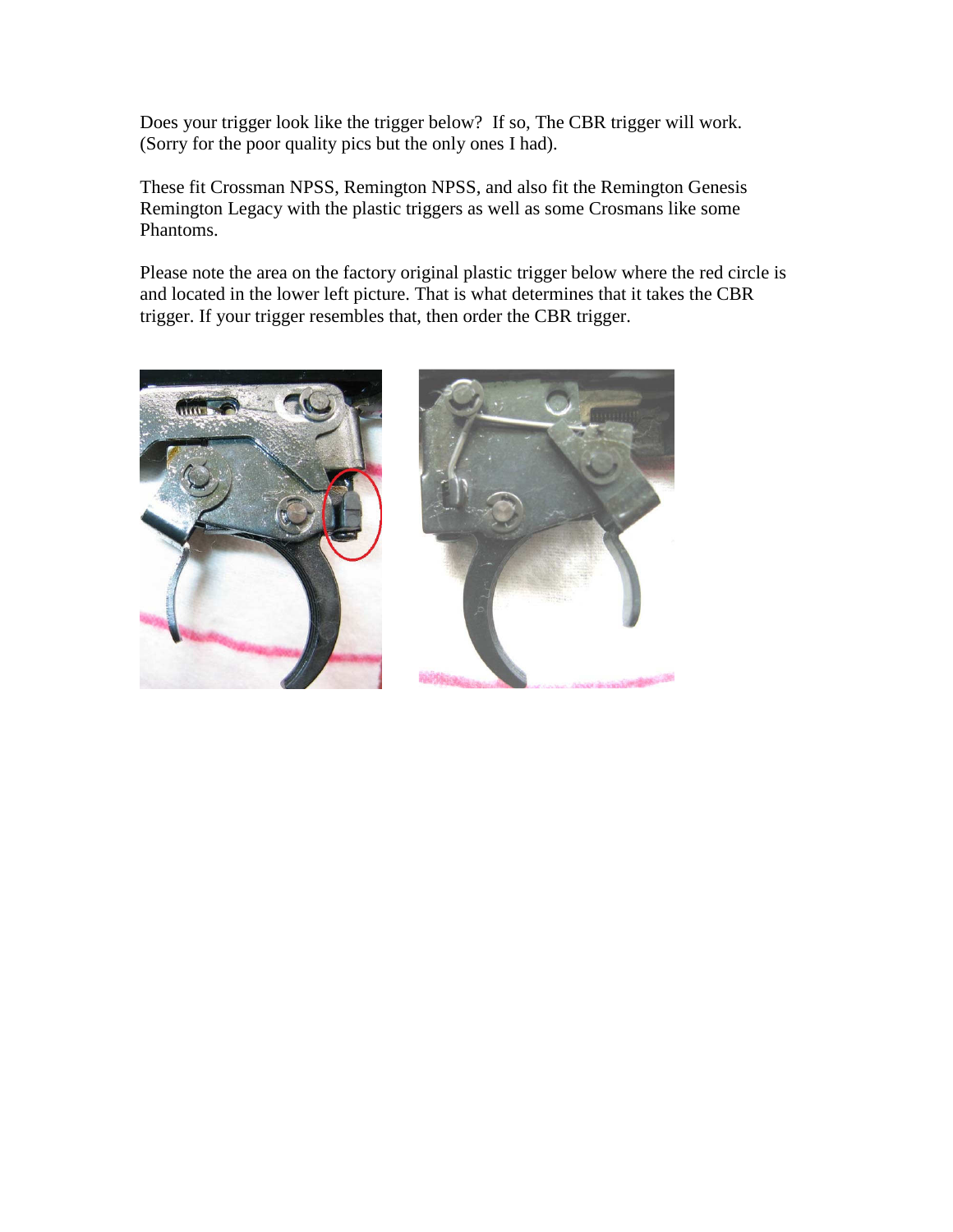Does your trigger look like the trigger below? If so, The CBR trigger will work. (Sorry for the poor quality pics but the only ones I had).

These fit Crossman NPSS, Remington NPSS, and also fit the Remington Genesis Remington Legacy with the plastic triggers as well as some Crossmans like some Phantoms.

Please note the area on the factory original plastic trigger below where the red circle is and located in the lower left picture. That is what determines that it takes the CBR trigger. If your trigger resembles that, then order the CBR trigger.